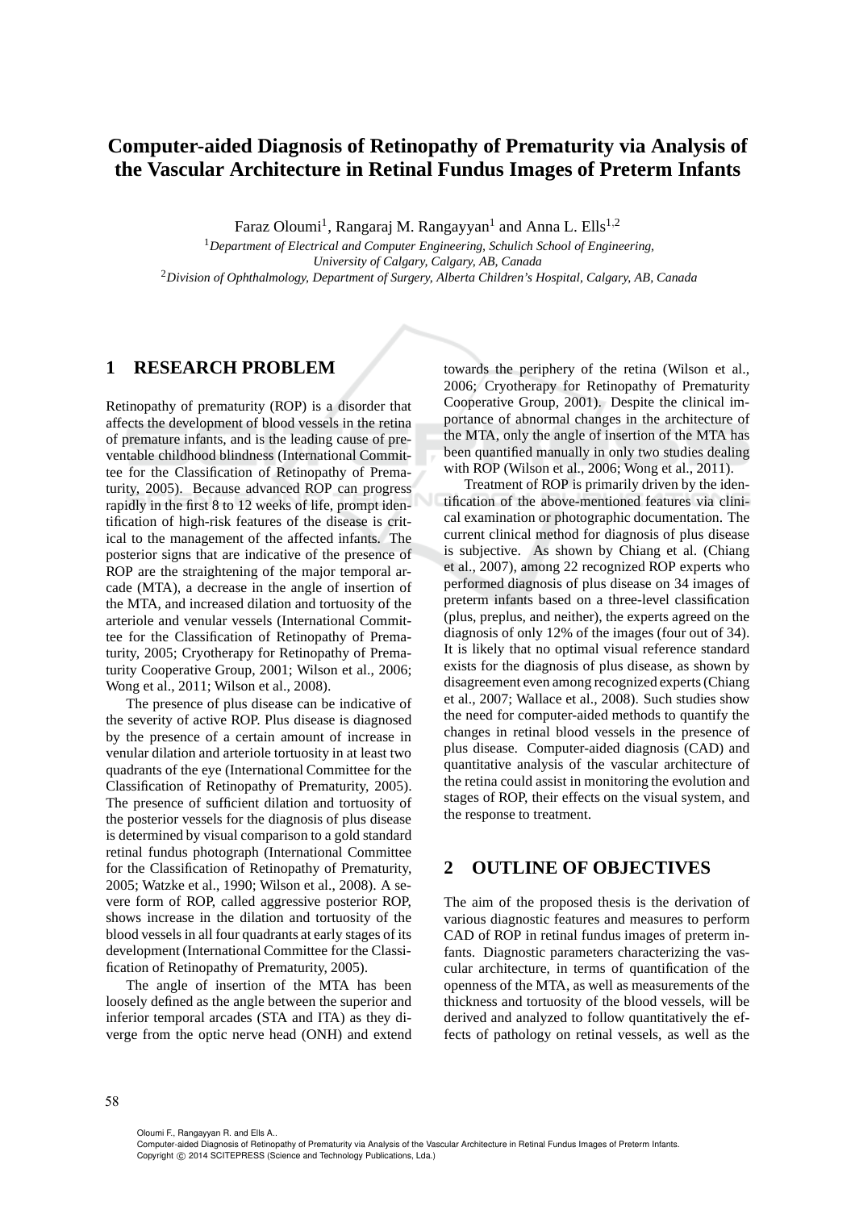# Computer-aided Diagnosis of Retinopathy of Prematurity via Analysis of the Vascular Architecture in Retinal Fundus Images of Preterm Infants

Faraz Oloumi[1], Rangaraj M. Rangayyan[1] and Anna L. Ells[1,2]

[1]*Department of Electrical and Computer Engineering, Schulich School of Engineering, University of Calgary, Calgary, AB, Canada*

[2]*Division of Ophthalmology, Department of Surgery, Alberta Children's Hospital, Calgary, AB, Canada*

## 1 RESEARCH PROBLEM

Retinopathy of prematurity (ROP) is a disorder that affects the development of blood vessels in the retina of premature infants, and is the leading cause of preventable childhood blindness (International Committee for the Classification of Retinopathy of Prematurity, 2005). Because advanced ROP can progress rapidly in the first 8 to 12 weeks of life, prompt identification of high-risk features of the disease is critical to the management of the affected infants. The posterior signs that are indicative of the presence of ROP are the straightening of the major temporal arcade (MTA), a decrease in the angle of insertion of the MTA, and increased dilation and tortuosity of the arteriole and venular vessels (International Committee for the Classification of Retinopathy of Prematurity, 2005; Cryotherapy for Retinopathy of Prematurity Cooperative Group, 2001; Wilson et al., 2006; Wong et al., 2011; Wilson et al., 2008).

The presence of plus disease can be indicative of the severity of active ROP. Plus disease is diagnosed by the presence of a certain amount of increase in venular dilation and arteriole tortuosity in at least two quadrants of the eye (International Committee for the Classification of Retinopathy of Prematurity, 2005). The presence of sufficient dilation and tortuosity of the posterior vessels for the diagnosis of plus disease is determined by visual comparison to a gold standard retinal fundus photograph (International Committee for the Classification of Retinopathy of Prematurity, 2005; Watzke et al., 1990; Wilson et al., 2008). A severe form of ROP, called aggressive posterior ROP, shows increase in the dilation and tortuosity of the blood vessels in all four quadrants at early stages of its development (International Committee for the Classification of Retinopathy of Prematurity, 2005).

The angle of insertion of the MTA has been loosely defined as the angle between the superior and inferior temporal arcades (STA and ITA) as they diverge from the optic nerve head (ONH) and extend towards the periphery of the retina (Wilson et al., 2006; Cryotherapy for Retinopathy of Prematurity Cooperative Group, 2001). Despite the clinical importance of abnormal changes in the architecture of the MTA, only the angle of insertion of the MTA has been quantified manually in only two studies dealing with ROP (Wilson et al., 2006; Wong et al., 2011).

Treatment of ROP is primarily driven by the identification of the above-mentioned features via clinical examination or photographic documentation. The current clinical method for diagnosis of plus disease is subjective. As shown by Chiang et al. (Chiang et al., 2007), among 22 recognized ROP experts who performed diagnosis of plus disease on 34 images of preterm infants based on a three-level classification (plus, preplus, and neither), the experts agreed on the diagnosis of only 12% of the images (four out of 34). It is likely that no optimal visual reference standard exists for the diagnosis of plus disease, as shown by disagreement even among recognized experts (Chiang et al., 2007; Wallace et al., 2008). Such studies show the need for computer-aided methods to quantify the changes in retinal blood vessels in the presence of plus disease. Computer-aided diagnosis (CAD) and quantitative analysis of the vascular architecture of the retina could assist in monitoring the evolution and stages of ROP, their effects on the visual system, and the response to treatment.

## 2 OUTLINE OF OBJECTIVES

The aim of the proposed thesis is the derivation of various diagnostic features and measures to perform CAD of ROP in retinal fundus images of preterm infants. Diagnostic parameters characterizing the vascular architecture, in terms of quantification of the openness of the MTA, as well as measurements of the thickness and tortuosity of the blood vessels, will be derived and analyzed to follow quantitatively the effects of pathology on retinal vessels, as well as the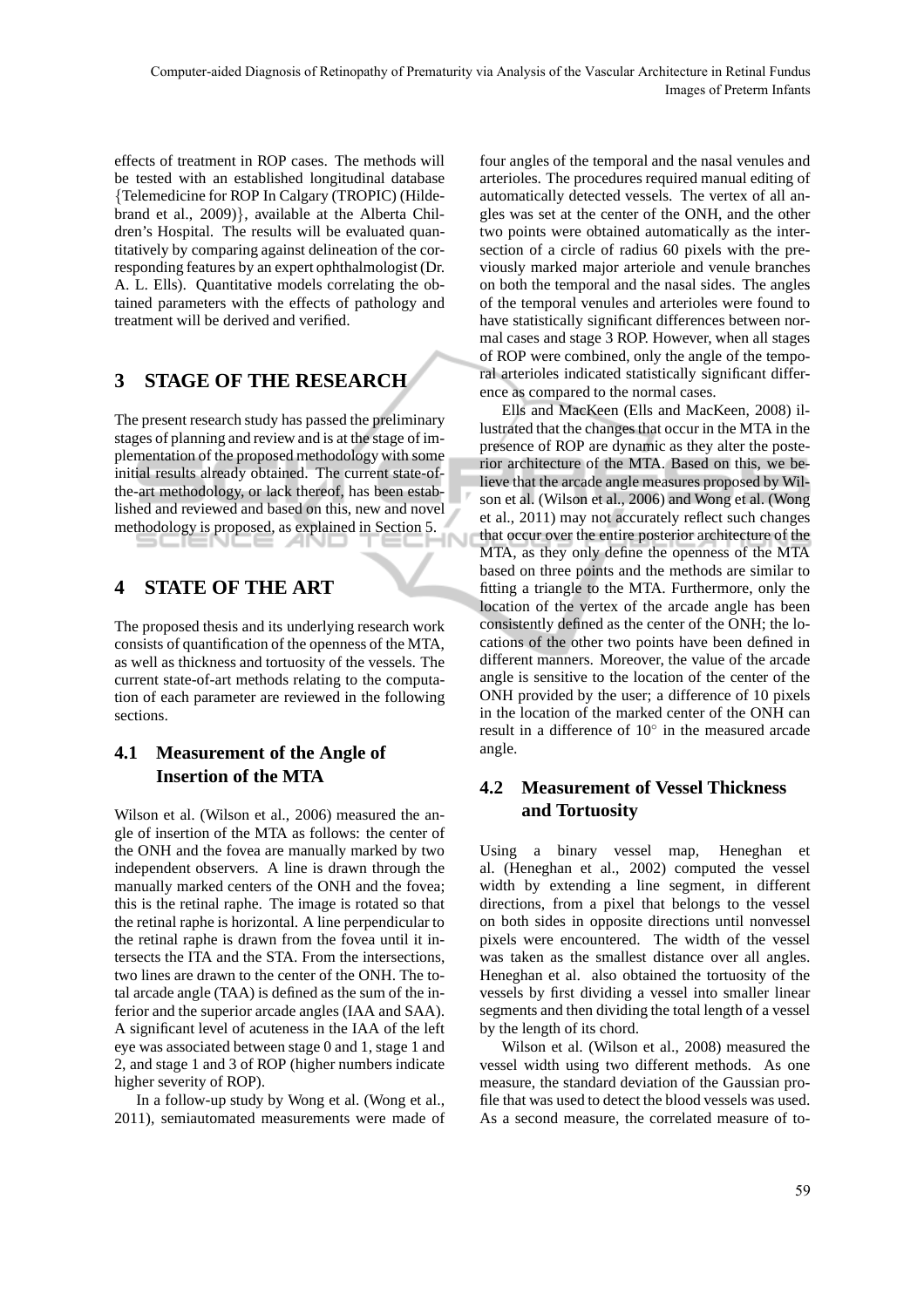effects of treatment in ROP cases. The methods will be tested with an established longitudinal database {Telemedicine for ROP In Calgary (TROPIC) (Hildebrand et al., 2009)}, available at the Alberta Children's Hospital. The results will be evaluated quantitatively by comparing against delineation of the corresponding features by an expert ophthalmologist (Dr. A. L. Ells). Quantitative models correlating the obtained parameters with the effects of pathology and treatment will be derived and verified.

# 3 STAGE OF THE RESEARCH

The present research study has passed the preliminary stages of planning and review and is at the stage of implementation of the proposed methodology with some initial results already obtained. The current state-of-the-art methodology, or lack thereof, has been established and reviewed and based on this, new and novel methodology is proposed, as explained in Section 5.

# 4 STATE OF THE ART

The proposed thesis and its underlying research work consists of quantification of the openness of the MTA, as well as thickness and tortuosity of the vessels. The current state-of-art methods relating to the computation of each parameter are reviewed in the following sections.

## 4.1 Measurement of the Angle of Insertion of the MTA

Wilson et al. (Wilson et al., 2006) measured the angle of insertion of the MTA as follows: the center of the ONH and the fovea are manually marked by two independent observers. A line is drawn through the manually marked centers of the ONH and the fovea; this is the retinal raphe. The image is rotated so that the retinal raphe is horizontal. A line perpendicular to the retinal raphe is drawn from the fovea until it intersects the ITA and the STA. From the intersections, two lines are drawn to the center of the ONH. The total arcade angle (TAA) is defined as the sum of the inferior and the superior arcade angles (IAA and SAA). A significant level of acuteness in the IAA of the left eye was associated between stage 0 and 1, stage 1 and 2, and stage 1 and 3 of ROP (higher numbers indicate higher severity of ROP).

In a follow-up study by Wong et al. (Wong et al., 2011), semiautomated measurements were made of four angles of the temporal and the nasal venules and arterioles. The procedures required manual editing of automatically detected vessels. The vertex of all angles was set at the center of the ONH, and the other two points were obtained automatically as the intersection of a circle of radius 60 pixels with the previously marked major arteriole and venule branches on both the temporal and the nasal sides. The angles of the temporal venules and arterioles were found to have statistically significant differences between normal cases and stage 3 ROP. However, when all stages of ROP were combined, only the angle of the temporal arterioles indicated statistically significant difference as compared to the normal cases.

Ells and MacKeen (Ells and MacKeen, 2008) illustrated that the changes that occur in the MTA in the presence of ROP are dynamic as they alter the posterior architecture of the MTA. Based on this, we believe that the arcade angle measures proposed by Wilson et al. (Wilson et al., 2006) and Wong et al. (Wong et al., 2011) may not accurately reflect such changes that occur over the entire posterior architecture of the MTA, as they only define the openness of the MTA based on three points and the methods are similar to fitting a triangle to the MTA. Furthermore, only the location of the vertex of the arcade angle has been consistently defined as the center of the ONH; the locations of the other two points have been defined in different manners. Moreover, the value of the arcade angle is sensitive to the location of the center of the ONH provided by the user; a difference of 10 pixels in the location of the marked center of the ONH can result in a difference of $10^\circ$ in the measured arcade angle.

## 4.2 Measurement of Vessel Thickness and Tortuosity

Using a binary vessel map, Heneghan et al. (Heneghan et al., 2002) computed the vessel width by extending a line segment, in different directions, from a pixel that belongs to the vessel on both sides in opposite directions until nonvessel pixels were encountered. The width of the vessel was taken as the smallest distance over all angles. Heneghan et al. also obtained the tortuosity of the vessels by first dividing a vessel into smaller linear segments and then dividing the total length of a vessel by the length of its chord.

Wilson et al. (Wilson et al., 2008) measured the vessel width using two different methods. As one measure, the standard deviation of the Gaussian profile that was used to detect the blood vessels was used. As a second measure, the correlated measure of to-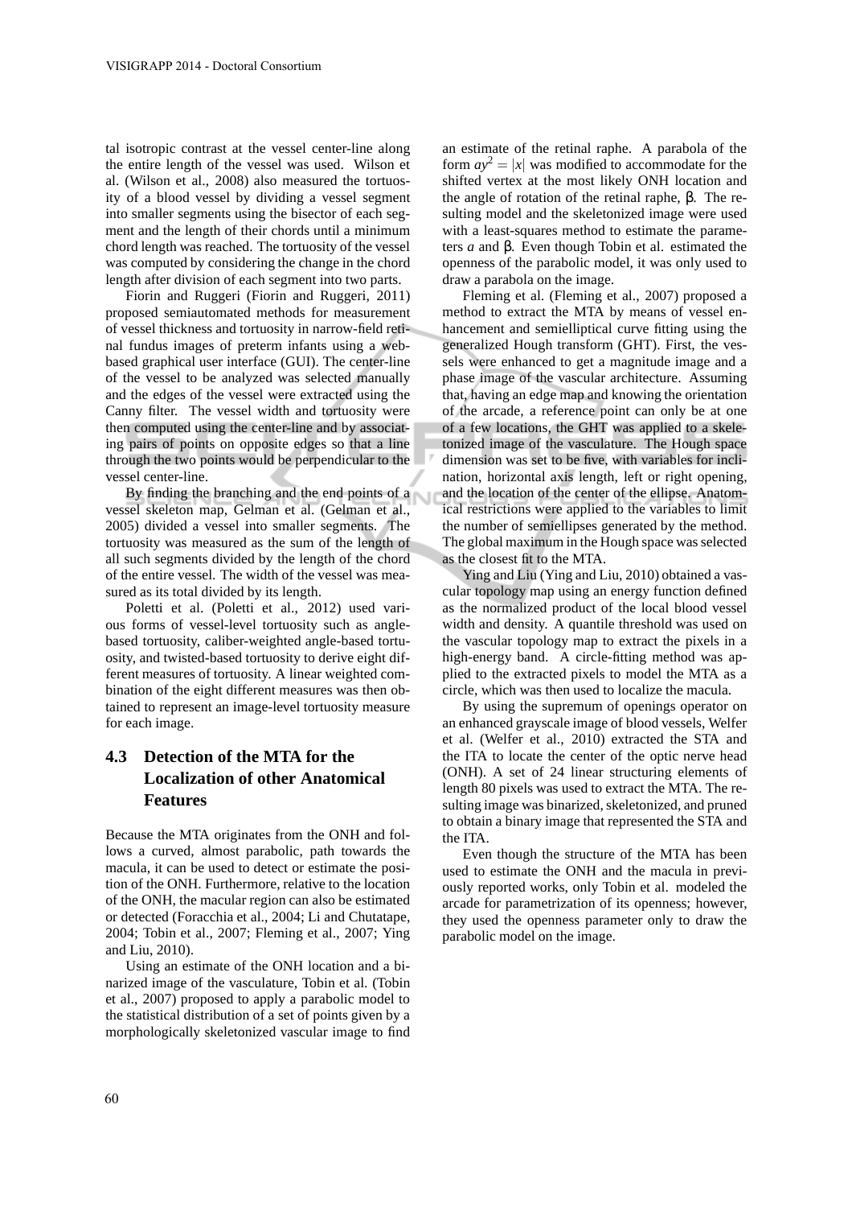tal isotropic contrast at the vessel center-line along the entire length of the vessel was used. Wilson et al. (Wilson et al., 2008) also measured the tortuosity of a blood vessel by dividing a vessel segment into smaller segments using the bisector of each segment and the length of their chords until a minimum chord length was reached. The tortuosity of the vessel was computed by considering the change in the chord length after division of each segment into two parts.

Fiorin and Ruggeri (Fiorin and Ruggeri, 2011) proposed semiautomated methods for measurement of vessel thickness and tortuosity in narrow-field retinal fundus images of preterm infants using a web-based graphical user interface (GUI). The center-line of the vessel to be analyzed was selected manually and the edges of the vessel were extracted using the Canny filter. The vessel width and tortuosity were then computed using the center-line and by associating pairs of points on opposite edges so that a line through the two points would be perpendicular to the vessel center-line.

By finding the branching and the end points of a vessel skeleton map, Gelman et al. (Gelman et al., 2005) divided a vessel into smaller segments. The tortuosity was measured as the sum of the length of all such segments divided by the length of the chord of the entire vessel. The width of the vessel was measured as its total divided by its length.

Poletti et al. (Poletti et al., 2012) used various forms of vessel-level tortuosity such as angle-based tortuosity, caliber-weighted angle-based tortuosity, and twisted-based tortuosity to derive eight different measures of tortuosity. A linear weighted combination of the eight different measures was then obtained to represent an image-level tortuosity measure for each image.

### 4.3 Detection of the MTA for the Localization of other Anatomical Features

Because the MTA originates from the ONH and follows a curved, almost parabolic, path towards the macula, it can be used to detect or estimate the position of the ONH. Furthermore, relative to the location of the ONH, the macular region can also be estimated or detected (Foracchia et al., 2004; Li and Chutatape, 2004; Tobin et al., 2007; Fleming et al., 2007; Ying and Liu, 2010).

Using an estimate of the ONH location and a binarized image of the vasculature, Tobin et al. (Tobin et al., 2007) proposed to apply a parabolic model to the statistical distribution of a set of points given by a morphologically skeletonized vascular image to find an estimate of the retinal raphe. A parabola of the form $ay^2 = |x|$ was modified to accommodate for the shifted vertex at the most likely ONH location and the angle of rotation of the retinal raphe, $\beta$. The resulting model and the skeletonized image were used with a least-squares method to estimate the parameters $a$ and $\beta$. Even though Tobin et al. estimated the openness of the parabolic model, it was only used to draw a parabola on the image.

Fleming et al. (Fleming et al., 2007) proposed a method to extract the MTA by means of vessel enhancement and semielliptical curve fitting using the generalized Hough transform (GHT). First, the vessels were enhanced to get a magnitude image and a phase image of the vascular architecture. Assuming that, having an edge map and knowing the orientation of the arcade, a reference point can only be at one of a few locations, the GHT was applied to a skeletonized image of the vasculature. The Hough space dimension was set to be five, with variables for inclination, horizontal axis length, left or right opening, and the location of the center of the ellipse. Anatomical restrictions were applied to the variables to limit the number of semiellipses generated by the method. The global maximum in the Hough space was selected as the closest fit to the MTA.

Ying and Liu (Ying and Liu, 2010) obtained a vascular topology map using an energy function defined as the normalized product of the local blood vessel width and density. A quantile threshold was used on the vascular topology map to extract the pixels in a high-energy band. A circle-fitting method was applied to the extracted pixels to model the MTA as a circle, which was then used to localize the macula.

By using the supremum of openings operator on an enhanced grayscale image of blood vessels, Welfer et al. (Welfer et al., 2010) extracted the STA and the ITA to locate the center of the optic nerve head (ONH). A set of 24 linear structuring elements of length 80 pixels was used to extract the MTA. The resulting image was binarized, skeletonized, and pruned to obtain a binary image that represented the STA and the ITA.

Even though the structure of the MTA has been used to estimate the ONH and the macula in previously reported works, only Tobin et al. modeled the arcade for parametrization of its openness; however, they used the openness parameter only to draw the parabolic model on the image.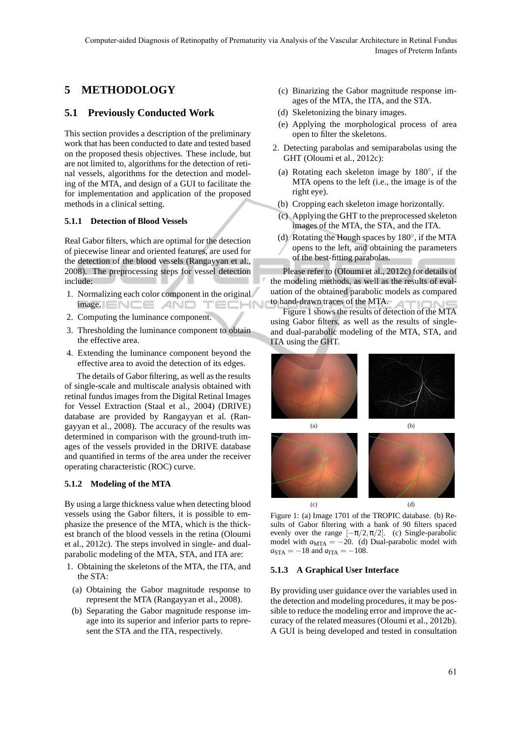## 5 METHODOLOGY

### 5.1 Previously Conducted Work

This section provides a description of the preliminary work that has been conducted to date and tested based on the proposed thesis objectives. These include, but are not limited to, algorithms for the detection of retinal vessels, algorithms for the detection and modeling of the MTA, and design of a GUI to facilitate the for implementation and application of the proposed methods in a clinical setting.

#### 5.1.1 Detection of Blood Vessels

Real Gabor filters, which are optimal for the detection of piecewise linear and oriented features, are used for the detection of the blood vessels (Rangayyan et al., 2008). The preprocessing steps for vessel detection include:

1. Normalizing each color component in the original image.
2. Computing the luminance component.
3. Thresholding the luminance component to obtain the effective area.
4. Extending the luminance component beyond the effective area to avoid the detection of its edges.

The details of Gabor filtering, as well as the results of single-scale and multiscale analysis obtained with retinal fundus images from the Digital Retinal Images for Vessel Extraction (Staal et al., 2004) (DRIVE) database are provided by Rangayyan et al. (Rangayyan et al., 2008). The accuracy of the results was determined in comparison with the ground-truth images of the vessels provided in the DRIVE database and quantified in terms of the area under the receiver operating characteristic (ROC) curve.

#### 5.1.2 Modeling of the MTA

By using a large thickness value when detecting blood vessels using the Gabor filters, it is possible to emphasize the presence of the MTA, which is the thickest branch of the blood vessels in the retina (Oloumi et al., 2012c). The steps involved in single- and dual-parabolic modeling of the MTA, STA, and ITA are:

1. Obtaining the skeletons of the MTA, the ITA, and the STA:
   (a) Obtaining the Gabor magnitude response to represent the MTA (Rangayyan et al., 2008).
   (b) Separating the Gabor magnitude response image into its superior and inferior parts to represent the STA and the ITA, respectively.
   (c) Binarizing the Gabor magnitude response images of the MTA, the ITA, and the STA.
   (d) Skeletonizing the binary images.
   (e) Applying the morphological process of area open to filter the skeletons.
2. Detecting parabolas and semiparabolas using the GHT (Oloumi et al., 2012c):
   (a) Rotating each skeleton image by $180^{\circ}$, if the MTA opens to the left (i.e., the image is of the right eye).
   (b) Cropping each skeleton image horizontally.
   (c) Applying the GHT to the preprocessed skeleton images of the MTA, the STA, and the ITA.
   (d) Rotating the Hough spaces by $180^{\circ}$, if the MTA opens to the left, and obtaining the parameters of the best-fitting parabolas.

Please refer to (Oloumi et al., 2012c) for details of the modeling methods, as well as the results of evaluation of the obtained parabolic models as compared to hand-drawn traces of the MTA.

Figure 1 shows the results of detection of the MTA using Gabor filters, as well as the results of single- and dual-parabolic modeling of the MTA, STA, and ITA using the GHT.

Figure 1: (a) Image 1701 of the TROPIC database. (b) Results of Gabor filtering with a bank of 90 filters spaced evenly over the range $[-\pi/2, \pi/2]$. (c) Single-parabolic model with $a_{\text{MTA}} = -20$. (d) Dual-parabolic model with $a_{\text{STA}} = -18$ and $a_{\text{ITA}} = -108$.

#### 5.1.3 A Graphical User Interface

By providing user guidance over the variables used in the detection and modeling procedures, it may be possible to reduce the modeling error and improve the accuracy of the related measures (Oloumi et al., 2012b). A GUI is being developed and tested in consultation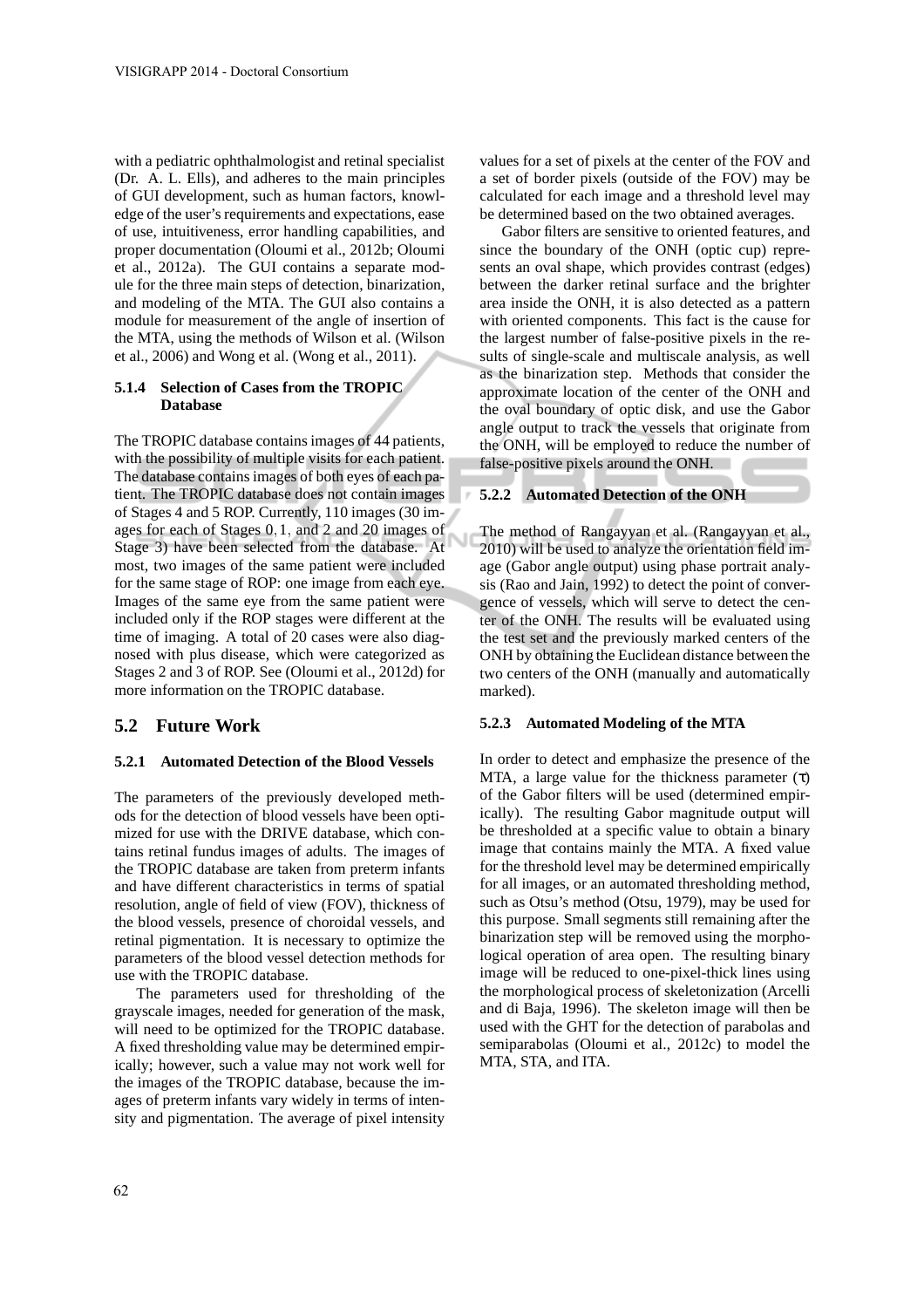with a pediatric ophthalmologist and retinal specialist (Dr. A. L. Ells), and adheres to the main principles of GUI development, such as human factors, knowledge of the user's requirements and expectations, ease of use, intuitiveness, error handling capabilities, and proper documentation (Oloumi et al., 2012b; Oloumi et al., 2012a). The GUI contains a separate module for the three main steps of detection, binarization, and modeling of the MTA. The GUI also contains a module for measurement of the angle of insertion of the MTA, using the methods of Wilson et al. (Wilson et al., 2006) and Wong et al. (Wong et al., 2011).

#### 5.1.4 Selection of Cases from the TROPIC Database

The TROPIC database contains images of 44 patients, with the possibility of multiple visits for each patient. The database contains images of both eyes of each patient. The TROPIC database does not contain images of Stages 4 and 5 ROP. Currently, 110 images (30 images for each of Stages 0, 1, and 2 and 20 images of Stage 3) have been selected from the database. At most, two images of the same patient were included for the same stage of ROP: one image from each eye. Images of the same eye from the same patient were included only if the ROP stages were different at the time of imaging. A total of 20 cases were also diagnosed with plus disease, which were categorized as Stages 2 and 3 of ROP. See (Oloumi et al., 2012d) for more information on the TROPIC database.

## 5.2 Future Work

#### 5.2.1 Automated Detection of the Blood Vessels

The parameters of the previously developed methods for the detection of blood vessels have been optimized for use with the DRIVE database, which contains retinal fundus images of adults. The images of the TROPIC database are taken from preterm infants and have different characteristics in terms of spatial resolution, angle of field of view (FOV), thickness of the blood vessels, presence of choroidal vessels, and retinal pigmentation. It is necessary to optimize the parameters of the blood vessel detection methods for use with the TROPIC database.

The parameters used for thresholding of the grayscale images, needed for generation of the mask, will need to be optimized for the TROPIC database. A fixed thresholding value may be determined empirically; however, such a value may not work well for the images of the TROPIC database, because the images of preterm infants vary widely in terms of intensity and pigmentation. The average of pixel intensity values for a set of pixels at the center of the FOV and a set of border pixels (outside of the FOV) may be calculated for each image and a threshold level may be determined based on the two obtained averages.

Gabor filters are sensitive to oriented features, and since the boundary of the ONH (optic cup) represents an oval shape, which provides contrast (edges) between the darker retinal surface and the brighter area inside the ONH, it is also detected as a pattern with oriented components. This fact is the cause for the largest number of false-positive pixels in the results of single-scale and multiscale analysis, as well as the binarization step. Methods that consider the approximate location of the center of the ONH and the oval boundary of optic disk, and use the Gabor angle output to track the vessels that originate from the ONH, will be employed to reduce the number of false-positive pixels around the ONH.

#### 5.2.2 Automated Detection of the ONH

The method of Rangayyan et al. (Rangayyan et al., 2010) will be used to analyze the orientation field image (Gabor angle output) using phase portrait analysis (Rao and Jain, 1992) to detect the point of convergence of vessels, which will serve to detect the center of the ONH. The results will be evaluated using the test set and the previously marked centers of the ONH by obtaining the Euclidean distance between the two centers of the ONH (manually and automatically marked).

#### 5.2.3 Automated Modeling of the MTA

In order to detect and emphasize the presence of the MTA, a large value for the thickness parameter ($\tau$) of the Gabor filters will be used (determined empirically). The resulting Gabor magnitude output will be thresholded at a specific value to obtain a binary image that contains mainly the MTA. A fixed value for the threshold level may be determined empirically for all images, or an automated thresholding method, such as Otsu's method (Otsu, 1979), may be used for this purpose. Small segments still remaining after the binarization step will be removed using the morphological operation of area open. The resulting binary image will be reduced to one-pixel-thick lines using the morphological process of skeletonization (Arcelli and di Baja, 1996). The skeleton image will then be used with the GHT for the detection of parabolas and semiparabolas (Oloumi et al., 2012c) to model the MTA, STA, and ITA.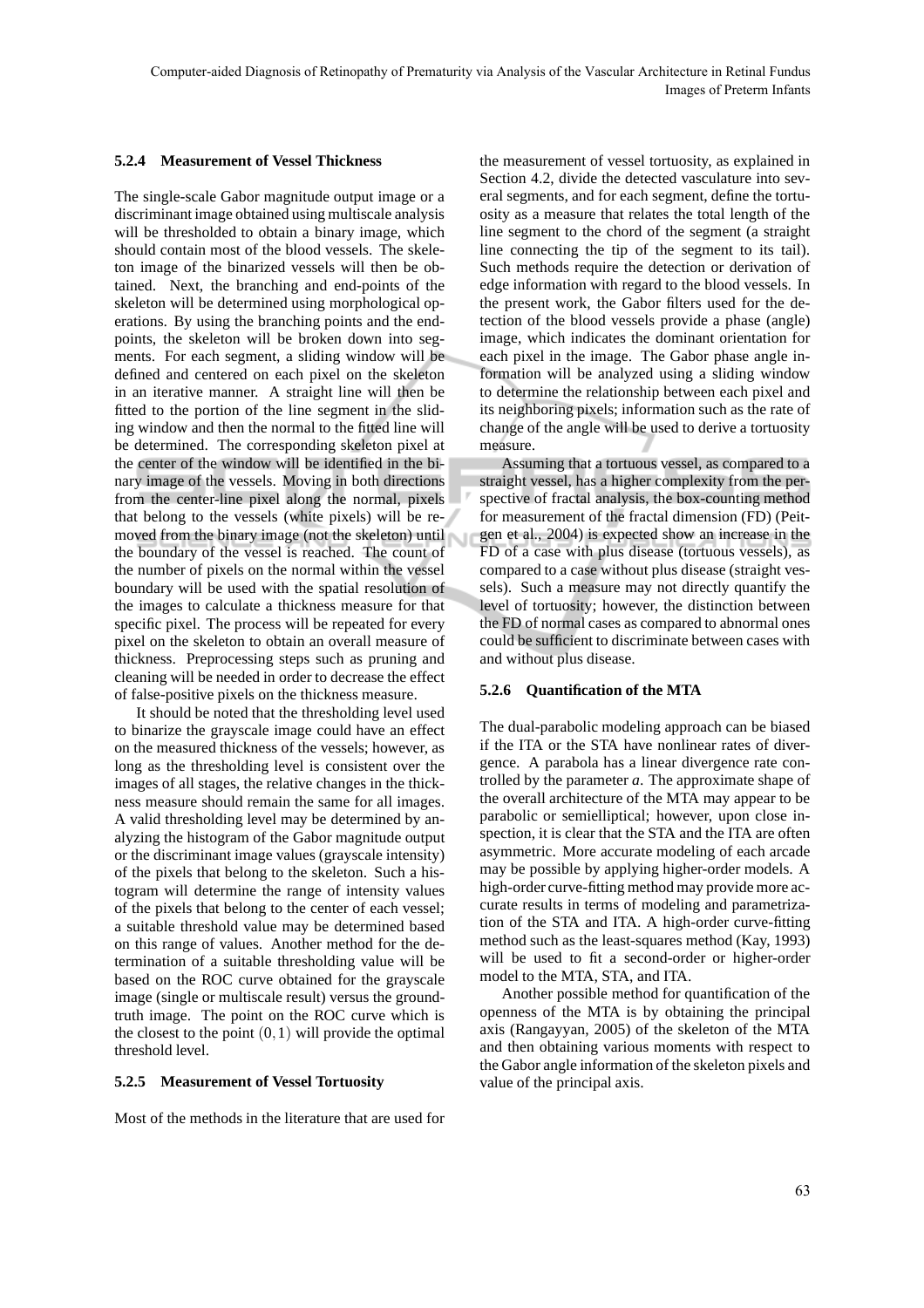#### 5.2.4 Measurement of Vessel Thickness

The single-scale Gabor magnitude output image or a discriminant image obtained using multiscale analysis will be thresholded to obtain a binary image, which should contain most of the blood vessels. The skeleton image of the binarized vessels will then be obtained. Next, the branching and end-points of the skeleton will be determined using morphological operations. By using the branching points and the end-points, the skeleton will be broken down into segments. For each segment, a sliding window will be defined and centered on each pixel on the skeleton in an iterative manner. A straight line will then be fitted to the portion of the line segment in the sliding window and then the normal to the fitted line will be determined. The corresponding skeleton pixel at the center of the window will be identified in the binary image of the vessels. Moving in both directions from the center-line pixel along the normal, pixels that belong to the vessels (white pixels) will be removed from the binary image (not the skeleton) until the boundary of the vessel is reached. The count of the number of pixels on the normal within the vessel boundary will be used with the spatial resolution of the images to calculate a thickness measure for that specific pixel. The process will be repeated for every pixel on the skeleton to obtain an overall measure of thickness. Preprocessing steps such as pruning and cleaning will be needed in order to decrease the effect of false-positive pixels on the thickness measure.

It should be noted that the thresholding level used to binarize the grayscale image could have an effect on the measured thickness of the vessels; however, as long as the thresholding level is consistent over the images of all stages, the relative changes in the thickness measure should remain the same for all images. A valid thresholding level may be determined by analyzing the histogram of the Gabor magnitude output or the discriminant image values (grayscale intensity) of the pixels that belong to the skeleton. Such a histogram will determine the range of intensity values of the pixels that belong to the center of each vessel; a suitable threshold value may be determined based on this range of values. Another method for the determination of a suitable thresholding value will be based on the ROC curve obtained for the grayscale image (single or multiscale result) versus the ground-truth image. The point on the ROC curve which is the closest to the point $(0,1)$ will provide the optimal threshold level.

#### 5.2.5 Measurement of Vessel Tortuosity

Most of the methods in the literature that are used for the measurement of vessel tortuosity, as explained in Section 4.2, divide the detected vasculature into several segments, and for each segment, define the tortuosity as a measure that relates the total length of the line segment to the chord of the segment (a straight line connecting the tip of the segment to its tail). Such methods require the detection or derivation of edge information with regard to the blood vessels. In the present work, the Gabor filters used for the detection of the blood vessels provide a phase (angle) image, which indicates the dominant orientation for each pixel in the image. The Gabor phase angle information will be analyzed using a sliding window to determine the relationship between each pixel and its neighboring pixels; information such as the rate of change of the angle will be used to derive a tortuosity measure.

Assuming that a tortuous vessel, as compared to a straight vessel, has a higher complexity from the perspective of fractal analysis, the box-counting method for measurement of the fractal dimension (FD) (Peitgen et al., 2004) is expected show an increase in the FD of a case with plus disease (tortuous vessels), as compared to a case without plus disease (straight vessels). Such a measure may not directly quantify the level of tortuosity; however, the distinction between the FD of normal cases as compared to abnormal ones could be sufficient to discriminate between cases with and without plus disease.

#### 5.2.6 Quantification of the MTA

The dual-parabolic modeling approach can be biased if the ITA or the STA have nonlinear rates of divergence. A parabola has a linear divergence rate controlled by the parameter $a$. The approximate shape of the overall architecture of the MTA may appear to be parabolic or semielliptical; however, upon close inspection, it is clear that the STA and the ITA are often asymmetric. More accurate modeling of each arcade may be possible by applying higher-order models. A high-order curve-fitting method may provide more accurate results in terms of modeling and parametrization of the STA and ITA. A high-order curve-fitting method such as the least-squares method (Kay, 1993) will be used to fit a second-order or higher-order model to the MTA, STA, and ITA.

Another possible method for quantification of the openness of the MTA is by obtaining the principal axis (Rangayyan, 2005) of the skeleton of the MTA and then obtaining various moments with respect to the Gabor angle information of the skeleton pixels and value of the principal axis.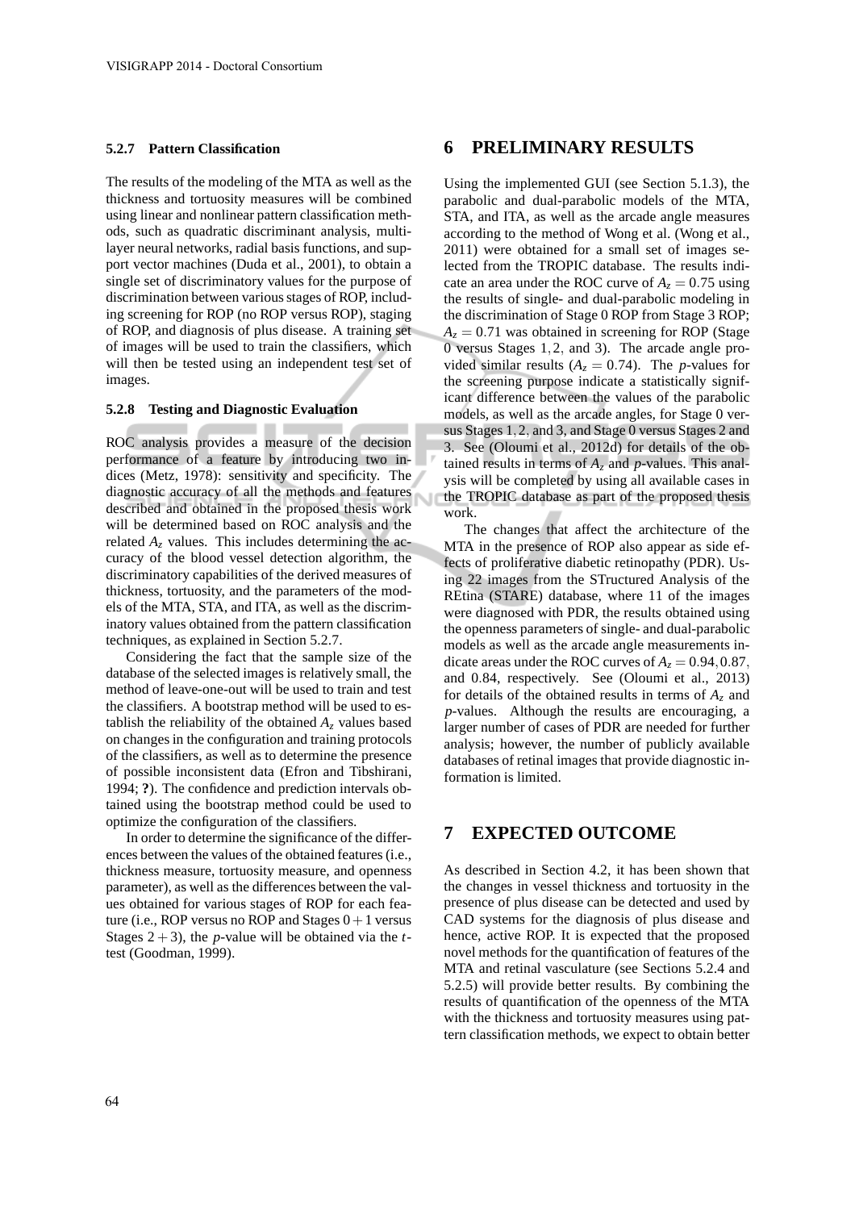#### 5.2.7 Pattern Classification

The results of the modeling of the MTA as well as the thickness and tortuosity measures will be combined using linear and nonlinear pattern classification methods, such as quadratic discriminant analysis, multilayer neural networks, radial basis functions, and support vector machines (Duda et al., 2001), to obtain a single set of discriminatory values for the purpose of discrimination between various stages of ROP, including screening for ROP (no ROP versus ROP), staging of ROP, and diagnosis of plus disease. A training set of images will be used to train the classifiers, which will then be tested using an independent test set of images.

#### 5.2.8 Testing and Diagnostic Evaluation

ROC analysis provides a measure of the decision performance of a feature by introducing two indices (Metz, 1978): sensitivity and specificity. The diagnostic accuracy of all the methods and features described and obtained in the proposed thesis work will be determined based on ROC analysis and the related $A_z$ values. This includes determining the accuracy of the blood vessel detection algorithm, the discriminatory capabilities of the derived measures of thickness, tortuosity, and the parameters of the models of the MTA, STA, and ITA, as well as the discriminatory values obtained from the pattern classification techniques, as explained in Section 5.2.7.

Considering the fact that the sample size of the database of the selected images is relatively small, the method of leave-one-out will be used to train and test the classifiers. A bootstrap method will be used to establish the reliability of the obtained $A_z$ values based on changes in the configuration and training protocols of the classifiers, as well as to determine the presence of possible inconsistent data (Efron and Tibshirani, 1994; **?**). The confidence and prediction intervals obtained using the bootstrap method could be used to optimize the configuration of the classifiers.

In order to determine the significance of the differences between the values of the obtained features (i.e., thickness measure, tortuosity measure, and openness parameter), as well as the differences between the values obtained for various stages of ROP for each feature (i.e., ROP versus no ROP and Stages $0+1$ versus Stages $2+3$), the $p$-value will be obtained via the $t$-test (Goodman, 1999).

## 6 PRELIMINARY RESULTS

Using the implemented GUI (see Section 5.1.3), the parabolic and dual-parabolic models of the MTA, STA, and ITA, as well as the arcade angle measures according to the method of Wong et al. (Wong et al., 2011) were obtained for a small set of images selected from the TROPIC database. The results indicate an area under the ROC curve of $A_z = 0.75$ using the results of single- and dual-parabolic modeling in the discrimination of Stage 0 ROP from Stage 3 ROP; $A_z = 0.71$ was obtained in screening for ROP (Stage 0 versus Stages $1, 2$, and 3). The arcade angle provided similar results ($A_z = 0.74$). The $p$-values for the screening purpose indicate a statistically significant difference between the values of the parabolic models, as well as the arcade angles, for Stage 0 versus Stages $1, 2$, and 3, and Stage 0 versus Stages 2 and 3. See (Oloumi et al., 2012d) for details of the obtained results in terms of $A_z$ and $p$-values. This analysis will be completed by using all available cases in the TROPIC database as part of the proposed thesis work.

The changes that affect the architecture of the MTA in the presence of ROP also appear as side effects of proliferative diabetic retinopathy (PDR). Using 22 images from the STructured Analysis of the REtina (STARE) database, where 11 of the images were diagnosed with PDR, the results obtained using the openness parameters of single- and dual-parabolic models as well as the arcade angle measurements indicate areas under the ROC curves of $A_z = 0.94, 0.87$, and $0.84$, respectively. See (Oloumi et al., 2013) for details of the obtained results in terms of $A_z$ and $p$-values. Although the results are encouraging, a larger number of cases of PDR are needed for further analysis; however, the number of publicly available databases of retinal images that provide diagnostic information is limited.

## 7 EXPECTED OUTCOME

As described in Section 4.2, it has been shown that the changes in vessel thickness and tortuosity in the presence of plus disease can be detected and used by CAD systems for the diagnosis of plus disease and hence, active ROP. It is expected that the proposed novel methods for the quantification of features of the MTA and retinal vasculature (see Sections 5.2.4 and 5.2.5) will provide better results. By combining the results of quantification of the openness of the MTA with the thickness and tortuosity measures using pattern classification methods, we expect to obtain better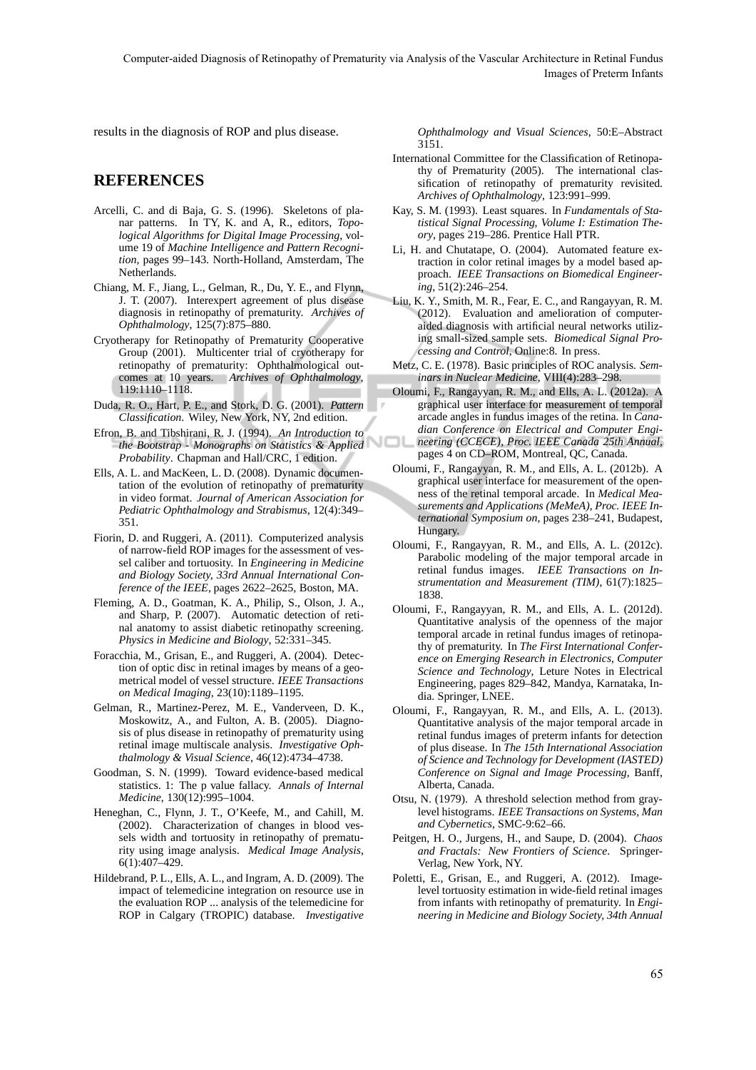results in the diagnosis of ROP and plus disease.

## REFERENCES

Arcelli, C. and di Baja, G. S. (1996). Skeletons of planar patterns. In TY, K. and A, R., editors, *Topological Algorithms for Digital Image Processing*, volume 19 of *Machine Intelligence and Pattern Recognition*, pages 99–143. North-Holland, Amsterdam, The Netherlands.

Chiang, M. F., Jiang, L., Gelman, R., Du, Y. E., and Flynn, J. T. (2007). Interexpert agreement of plus disease diagnosis in retinopathy of prematurity. *Archives of Ophthalmology*, 125(7):875–880.

Cryotherapy for Retinopathy of Prematurity Cooperative Group (2001). Multicenter trial of cryotherapy for retinopathy of prematurity: Ophthalmological outcomes at 10 years. *Archives of Ophthalmology*, 119:1110–1118.

Duda, R. O., Hart, P. E., and Stork, D. G. (2001). *Pattern Classification*. Wiley, New York, NY, 2nd edition.

Efron, B. and Tibshirani, R. J. (1994). *An Introduction to the Bootstrap - Monographs on Statistics & Applied Probability*. Chapman and Hall/CRC, 1 edition.

Ells, A. L. and MacKeen, L. D. (2008). Dynamic documentation of the evolution of retinopathy of prematurity in video format. *Journal of American Association for Pediatric Ophthalmology and Strabismus*, 12(4):349–351.

Fiorin, D. and Ruggeri, A. (2011). Computerized analysis of narrow-field ROP images for the assessment of vessel caliber and tortuosity. In *Engineering in Medicine and Biology Society, 33rd Annual International Conference of the IEEE*, pages 2622–2625, Boston, MA.

Fleming, A. D., Goatman, K. A., Philip, S., Olson, J. A., and Sharp, P. (2007). Automatic detection of retinal anatomy to assist diabetic retinopathy screening. *Physics in Medicine and Biology*, 52:331–345.

Foracchia, M., Grisan, E., and Ruggeri, A. (2004). Detection of optic disc in retinal images by means of a geometrical model of vessel structure. *IEEE Transactions on Medical Imaging*, 23(10):1189–1195.

Gelman, R., Martinez-Perez, M. E., Vanderveen, D. K., Moskowitz, A., and Fulton, A. B. (2005). Diagnosis of plus disease in retinopathy of prematurity using retinal image multiscale analysis. *Investigative Ophthalmology & Visual Science*, 46(12):4734–4738.

Goodman, S. N. (1999). Toward evidence-based medical statistics. 1: The p value fallacy. *Annals of Internal Medicine*, 130(12):995–1004.

Heneghan, C., Flynn, J. T., O'Keefe, M., and Cahill, M. (2002). Characterization of changes in blood vessels width and tortuosity in retinopathy of prematurity using image analysis. *Medical Image Analysis*, 6(1):407–429.

Hildebrand, P. L., Ells, A. L., and Ingram, A. D. (2009). The impact of telemedicine integration on resource use in the evaluation ROP ... analysis of the telemedicine for ROP in Calgary (TROPIC) database. *Investigative Ophthalmology and Visual Sciences*, 50:E–Abstract 3151.

International Committee for the Classification of Retinopathy of Prematurity (2005). The international classification of retinopathy of prematurity revisited. *Archives of Ophthalmology*, 123:991–999.

Kay, S. M. (1993). Least squares. In *Fundamentals of Statistical Signal Processing, Volume I: Estimation Theory*, pages 219–286. Prentice Hall PTR.

Li, H. and Chutatape, O. (2004). Automated feature extraction in color retinal images by a model based approach. *IEEE Transactions on Biomedical Engineering*, 51(2):246–254.

Liu, K. Y., Smith, M. R., Fear, E. C., and Rangayyan, R. M. (2012). Evaluation and amelioration of computer-aided diagnosis with artificial neural networks utilizing small-sized sample sets. *Biomedical Signal Processing and Control*, Online:8. In press.

Metz, C. E. (1978). Basic principles of ROC analysis. *Seminars in Nuclear Medicine*, VIII(4):283–298.

Oloumi, F., Rangayyan, R. M., and Ells, A. L. (2012a). A graphical user interface for measurement of temporal arcade angles in fundus images of the retina. In *Canadian Conference on Electrical and Computer Engineering (CCECE), Proc. IEEE Canada 25th Annual*, pages 4 on CD–ROM, Montreal, QC, Canada.

Oloumi, F., Rangayyan, R. M., and Ells, A. L. (2012b). A graphical user interface for measurement of the openness of the retinal temporal arcade. In *Medical Measurements and Applications (MeMeA), Proc. IEEE International Symposium on*, pages 238–241, Budapest, Hungary.

Oloumi, F., Rangayyan, R. M., and Ells, A. L. (2012c). Parabolic modeling of the major temporal arcade in retinal fundus images. *IEEE Transactions on Instrumentation and Measurement (TIM)*, 61(7):1825–1838.

Oloumi, F., Rangayyan, R. M., and Ells, A. L. (2012d). Quantitative analysis of the openness of the major temporal arcade in retinal fundus images of retinopathy of prematurity. In *The First International Conference on Emerging Research in Electronics, Computer Science and Technology*, Leture Notes in Electrical Engineering, pages 829–842, Mandya, Karnataka, India. Springer, LNEE.

Oloumi, F., Rangayyan, R. M., and Ells, A. L. (2013). Quantitative analysis of the major temporal arcade in retinal fundus images of preterm infants for detection of plus disease. In *The 15th International Association of Science and Technology for Development (IASTED) Conference on Signal and Image Processing*, Banff, Alberta, Canada.

Otsu, N. (1979). A threshold selection method from gray-level histograms. *IEEE Transactions on Systems, Man and Cybernetics*, SMC-9:62–66.

Peitgen, H. O., Jurgens, H., and Saupe, D. (2004). *Chaos and Fractals: New Frontiers of Science*. Springer-Verlag, New York, NY.

Poletti, E., Grisan, E., and Ruggeri, A. (2012). Image-level tortuosity estimation in wide-field retinal images from infants with retinopathy of prematurity. In *Engineering in Medicine and Biology Society, 34th Annual*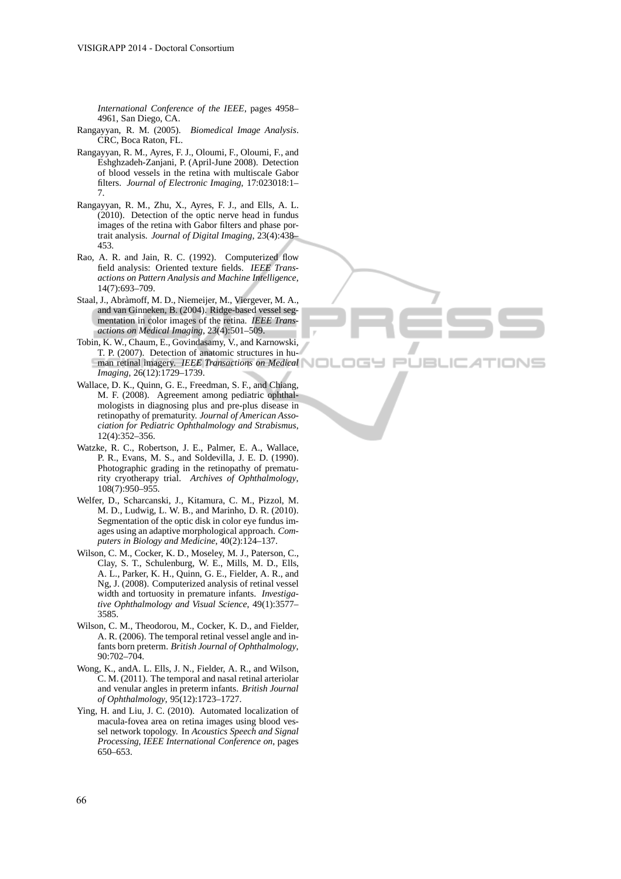*International Conference of the IEEE*, pages 4958–4961, San Diego, CA.

Rangayyan, R. M. (2005). *Biomedical Image Analysis*. CRC, Boca Raton, FL.

Rangayyan, R. M., Ayres, F. J., Oloumi, F., Oloumi, F., and Eshghzadeh-Zanjani, P. (April-June 2008). Detection of blood vessels in the retina with multiscale Gabor filters. *Journal of Electronic Imaging*, 17:023018:1–7.

Rangayyan, R. M., Zhu, X., Ayres, F. J., and Ells, A. L. (2010). Detection of the optic nerve head in fundus images of the retina with Gabor filters and phase portrait analysis. *Journal of Digital Imaging*, 23(4):438–453.

Rao, A. R. and Jain, R. C. (1992). Computerized flow field analysis: Oriented texture fields. *IEEE Transactions on Pattern Analysis and Machine Intelligence*, 14(7):693–709.

Staal, J., Abràmoff, M. D., Niemeijer, M., Viergever, M. A., and van Ginneken, B. (2004). Ridge-based vessel segmentation in color images of the retina. *IEEE Transactions on Medical Imaging*, 23(4):501–509.

Tobin, K. W., Chaum, E., Govindasamy, V., and Karnowski, T. P. (2007). Detection of anatomic structures in human retinal imagery. *IEEE Transactions on Medical Imaging*, 26(12):1729–1739.

Wallace, D. K., Quinn, G. E., Freedman, S. F., and Chiang, M. F. (2008). Agreement among pediatric ophthalmologists in diagnosing plus and pre-plus disease in retinopathy of prematurity. *Journal of American Association for Pediatric Ophthalmology and Strabismus*, 12(4):352–356.

Watzke, R. C., Robertson, J. E., Palmer, E. A., Wallace, P. R., Evans, M. S., and Soldevilla, J. E. D. (1990). Photographic grading in the retinopathy of prematurity cryotherapy trial. *Archives of Ophthalmology*, 108(7):950–955.

Welfer, D., Scharcanski, J., Kitamura, C. M., Pizzol, M. M. D., Ludwig, L. W. B., and Marinho, D. R. (2010). Segmentation of the optic disk in color eye fundus images using an adaptive morphological approach. *Computers in Biology and Medicine*, 40(2):124–137.

Wilson, C. M., Cocker, K. D., Moseley, M. J., Paterson, C., Clay, S. T., Schulenburg, W. E., Mills, M. D., Ells, A. L., Parker, K. H., Quinn, G. E., Fielder, A. R., and Ng, J. (2008). Computerized analysis of retinal vessel width and tortuosity in premature infants. *Investigative Ophthalmology and Visual Science*, 49(1):3577–3585.

Wilson, C. M., Theodorou, M., Cocker, K. D., and Fielder, A. R. (2006). The temporal retinal vessel angle and infants born preterm. *British Journal of Ophthalmology*, 90:702–704.

Wong, K., andA. L. Ells, J. N., Fielder, A. R., and Wilson, C. M. (2011). The temporal and nasal retinal arteriolar and venular angles in preterm infants. *British Journal of Ophthalmology*, 95(12):1723–1727.

Ying, H. and Liu, J. C. (2010). Automated localization of macula-fovea area on retina images using blood vessel network topology. In *Acoustics Speech and Signal Processing, IEEE International Conference on*, pages 650–653.